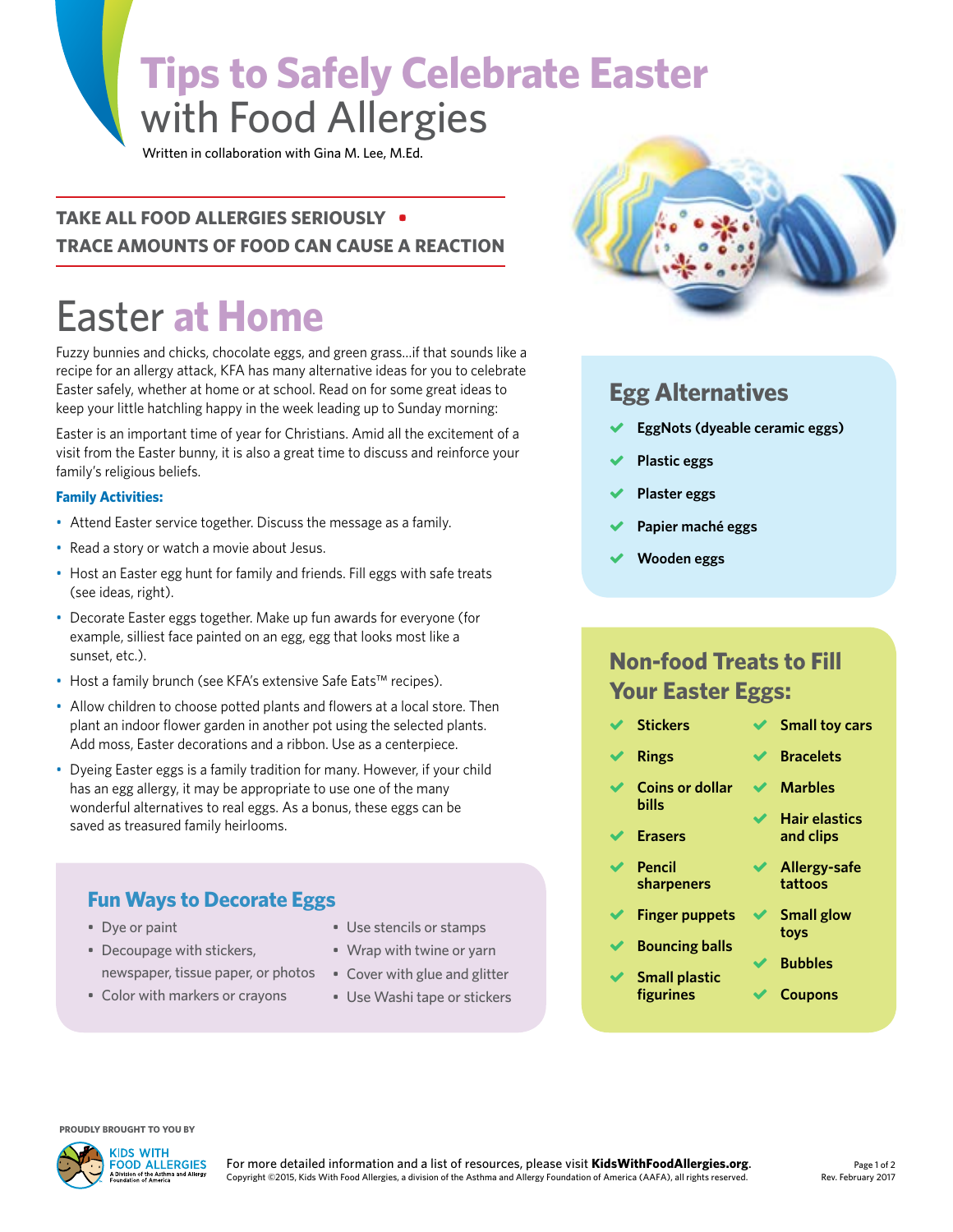# Tips to Safely Celebrate Easter with Food Allergies

Written in collaboration with Gina M. Lee, M.Ed.

**TAKE ALL FOOD ALLERGIES SERIOUSLY • TRACE AMOUNTS OF FOOD CAN CAUSE A REACTION**

## Easter at Home

Fuzzy bunnies and chicks, chocolate eggs, and green grass...if that sounds like a recipe for an allergy attack, KFA has many alternative ideas for you to celebrate Easter safely, whether at home or at school. Read on for some great ideas to keep your little hatchling happy in the week leading up to Sunday morning:

Easter is an important time of year for Christians. Amid all the excitement of a visit from the Easter bunny, it is also a great time to discuss and reinforce your family's religious beliefs.

**Family Activities:**

- Attend Easter service together. Discuss the message as a family.
- Read a story or watch a movie about Jesus.
- Host an Easter egg hunt for family and friends. Fill eggs with safe treats (see ideas, right).
- Decorate Easter eggs together. Make up fun awards for everyone (for example, silliest face painted on an egg, egg that looks most like a sunset, etc.).
- Host a family brunch (see KFA's extensive Safe Eats™ recipes).
- Allow children to choose potted plants and flowers at a local store. Then plant an indoor flower garden in another pot using the selected plants. Add moss, Easter decorations and a ribbon. Use as a centerpiece.
- Dyeing Easter eggs is a family tradition for many. However, if your child has an egg allergy, it may be appropriate to use one of the many wonderful alternatives to real eggs. As a bonus, these eggs can be saved as treasured family heirlooms.

### Fun Ways to Decorate Eggs

- Dye or paint
- Decoupage with stickers, newspaper, tissue paper, or photos
- Color with markers or crayons
- Use stencils or stamps
- Wrap with twine or yarn
- Cover with glue and glitter
- Use Washi tape or stickers

### Egg Alternatives

- EggNots (dyeable ceramic eggs)
- Plastic eggs
- Plaster eggs
- Papier maché eggs
- Wooden eggs

### Non-food Treats to Fill Your Easter Eggs:

- Stickers
- Rings
- Coins or dollar bills
- Erasers
- Pencil sharpeners
- Finger puppets
- Bouncing balls
- Small plastic figurines
- Small toy cars
- Bracelets
- Marbles
- Hair elastics and clips
- Allergy-safe tattoos
- Small glow toys
- Bubbles
- Coupons

PROUDLY BROUGHT TO YOU BY

Kids With Food Allergies, A Division of the Asthma and Allergy Foundation of America

For more detailed information and a list of resources, please visit **KidsWithFoodAllergies.org**.

Copyright ©2015, Kids With Food Allergies, a division of the Asthma and Allergy Foundation of America (AAFA), all rights reserved.

Rev. February 2017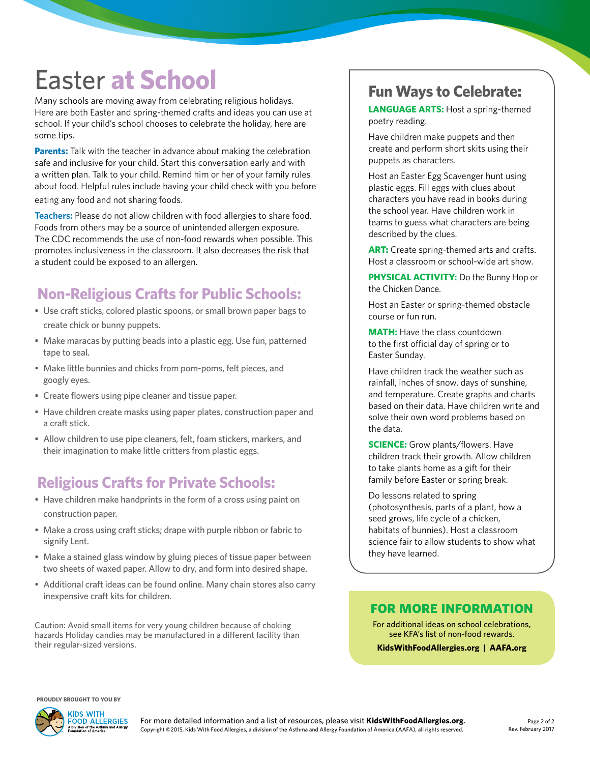# Easter at School

Many schools are moving away from celebrating religious holidays. Here are both Easter and spring-themed crafts and ideas you can use at school. If your child's school chooses to celebrate the holiday, here are some tips.

**Parents:** Talk with the teacher in advance about making the celebration safe and inclusive for your child. Start this conversation early and with a written plan. Talk to your child. Remind him or her of your family rules about food. Helpful rules include having your child check with you before eating any food and not sharing foods.

**Teachers:** Please do not allow children with food allergies to share food. Foods from others may be a source of unintended allergen exposure. The CDC recommends the use of non-food rewards when possible. This promotes inclusiveness in the classroom. It also decreases the risk that a student could be exposed to an allergen.

## Non-Religious Crafts for Public Schools:

- Use craft sticks, colored plastic spoons, or small brown paper bags to create chick or bunny puppets.
- Make maracas by putting beads into a plastic egg. Use fun, patterned tape to seal.
- Make little bunnies and chicks from pom-poms, felt pieces, and googly eyes.
- Create flowers using pipe cleaner and tissue paper.
- Have children create masks using paper plates, construction paper and a craft stick.
- Allow children to use pipe cleaners, felt, foam stickers, markers, and their imagination to make little critters from plastic eggs.

## Religious Crafts for Private Schools:

- Have children make handprints in the form of a cross using paint on construction paper.
- Make a cross using craft sticks; drape with purple ribbon or fabric to signify Lent.
- Make a stained glass window by gluing pieces of tissue paper between two sheets of waxed paper. Allow to dry, and form into desired shape.
- Additional craft ideas can be found online. Many chain stores also carry inexpensive craft kits for children.

Caution: Avoid small items for very young children because of choking hazards Holiday candies may be manufactured in a different facility than their regular-sized versions.

## Fun Ways to Celebrate:

**LANGUAGE ARTS:** Host a spring-themed poetry reading.

Have children make puppets and then create and perform short skits using their puppets as characters.

Host an Easter Egg Scavenger hunt using plastic eggs. Fill eggs with clues about characters you have read in books during the school year. Have children work in teams to guess what characters are being described by the clues.

**ART:** Create spring-themed arts and crafts. Host a classroom or school-wide art show.

**PHYSICAL ACTIVITY:** Do the Bunny Hop or the Chicken Dance.

Host an Easter or spring-themed obstacle course or fun run.

**MATH:** Have the class countdown to the first official day of spring or to Easter Sunday.

Have children track the weather such as rainfall, inches of snow, days of sunshine, and temperature. Create graphs and charts based on their data. Have children write and solve their own word problems based on the data.

**SCIENCE:** Grow plants/flowers. Have children track their growth. Allow children to take plants home as a gift for their family before Easter or spring break.

Do lessons related to spring (photosynthesis, parts of a plant, how a seed grows, life cycle of a chicken, habitats of bunnies). Host a classroom science fair to allow students to show what they have learned.

## FOR MORE INFORMATION

For additional ideas on school celebrations, see KFA's list of non-food rewards.

**KidsWithFoodAllergies.org | AAFA.org**

PROUDLY BROUGHT TO YOU BY

KIDS WITH FOOD ALLERGIES
A Division of the Asthma and Allergy Foundation of America

For more detailed information and a list of resources, please visit **KidsWithFoodAllergies.org**.
Copyright ©2015, Kids With Food Allergies, a division of the Asthma and Allergy Foundation of America (AAFA), all rights reserved.

Rev. February 2017